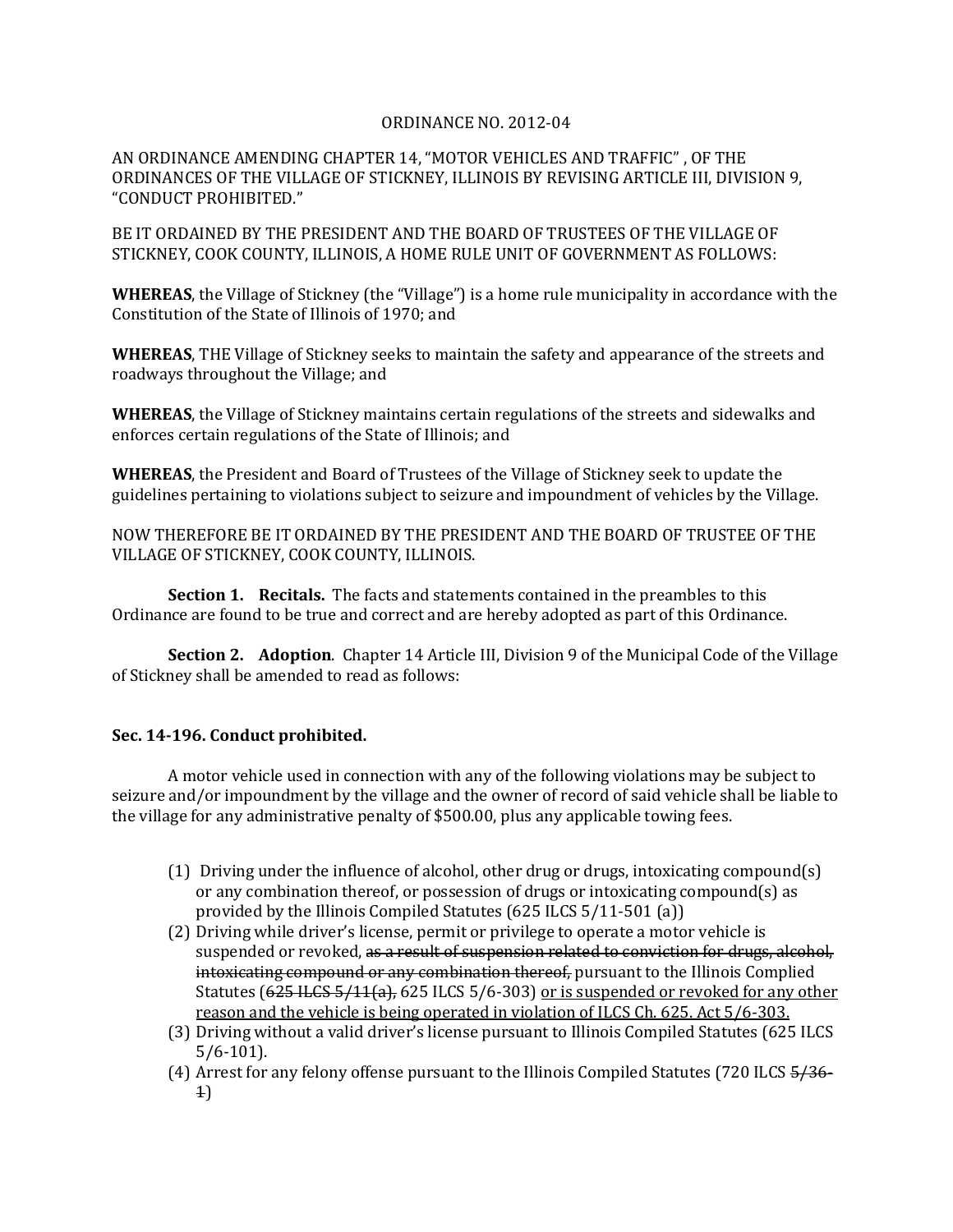ORDINANCE NO. 2012-04

AN ORDINANCE AMENDING CHAPTER 14, "MOTOR VEHICLES AND TRAFFIC" , OF THE ORDINANCES OF THE VILLAGE OF STICKNEY, ILLINOIS BY REVISING ARTICLE III, DIVISION 9, "CONDUCT PROHIBITED."

BE IT ORDAINED BY THE PRESIDENT AND THE BOARD OF TRUSTEES OF THE VILLAGE OF STICKNEY, COOK COUNTY, ILLINOIS, A HOME RULE UNIT OF GOVERNMENT AS FOLLOWS:

**WHEREAS**, the Village of Stickney (the "Village") is a home rule municipality in accordance with the Constitution of the State of Illinois of 1970; and

**WHEREAS**, THE Village of Stickney seeks to maintain the safety and appearance of the streets and roadways throughout the Village; and

**WHEREAS**, the Village of Stickney maintains certain regulations of the streets and sidewalks and enforces certain regulations of the State of Illinois; and

**WHEREAS**, the President and Board of Trustees of the Village of Stickney seek to update the guidelines pertaining to violations subject to seizure and impoundment of vehicles by the Village.

NOW THEREFORE BE IT ORDAINED BY THE PRESIDENT AND THE BOARD OF TRUSTEE OF THE VILLAGE OF STICKNEY, COOK COUNTY, ILLINOIS.

**Section 1. Recitals.** The facts and statements contained in the preambles to this Ordinance are found to be true and correct and are hereby adopted as part of this Ordinance.

**Section 2. Adoption**. Chapter 14 Article III, Division 9 of the Municipal Code of the Village of Stickney shall be amended to read as follows:

**Sec. 14-196. Conduct prohibited.**

A motor vehicle used in connection with any of the following violations may be subject to seizure and/or impoundment by the village and the owner of record of said vehicle shall be liable to the village for any administrative penalty of $500.00, plus any applicable towing fees.

(1) Driving under the influence of alcohol, other drug or drugs, intoxicating compound(s) or any combination thereof, or possession of drugs or intoxicating compound(s) as provided by the Illinois Compiled Statutes (625 ILCS 5/11-501 (a))

(2) Driving while driver's license, permit or privilege to operate a motor vehicle is suspended or revoked, ~~as a result of suspension related to conviction for drugs, alcohol, intoxicating compound or any combination thereof,~~ pursuant to the Illinois Complied Statutes (~~625 ILCS 5/11(a),~~ 625 ILCS 5/6-303) <u>or is suspended or revoked for any other reason and the vehicle is being operated in violation of ILCS Ch. 625. Act 5/6-303.</u>

(3) Driving without a valid driver's license pursuant to Illinois Compiled Statutes (625 ILCS 5/6-101).

(4) Arrest for any felony offense pursuant to the Illinois Compiled Statutes (720 ILCS ~~5/36-1~~)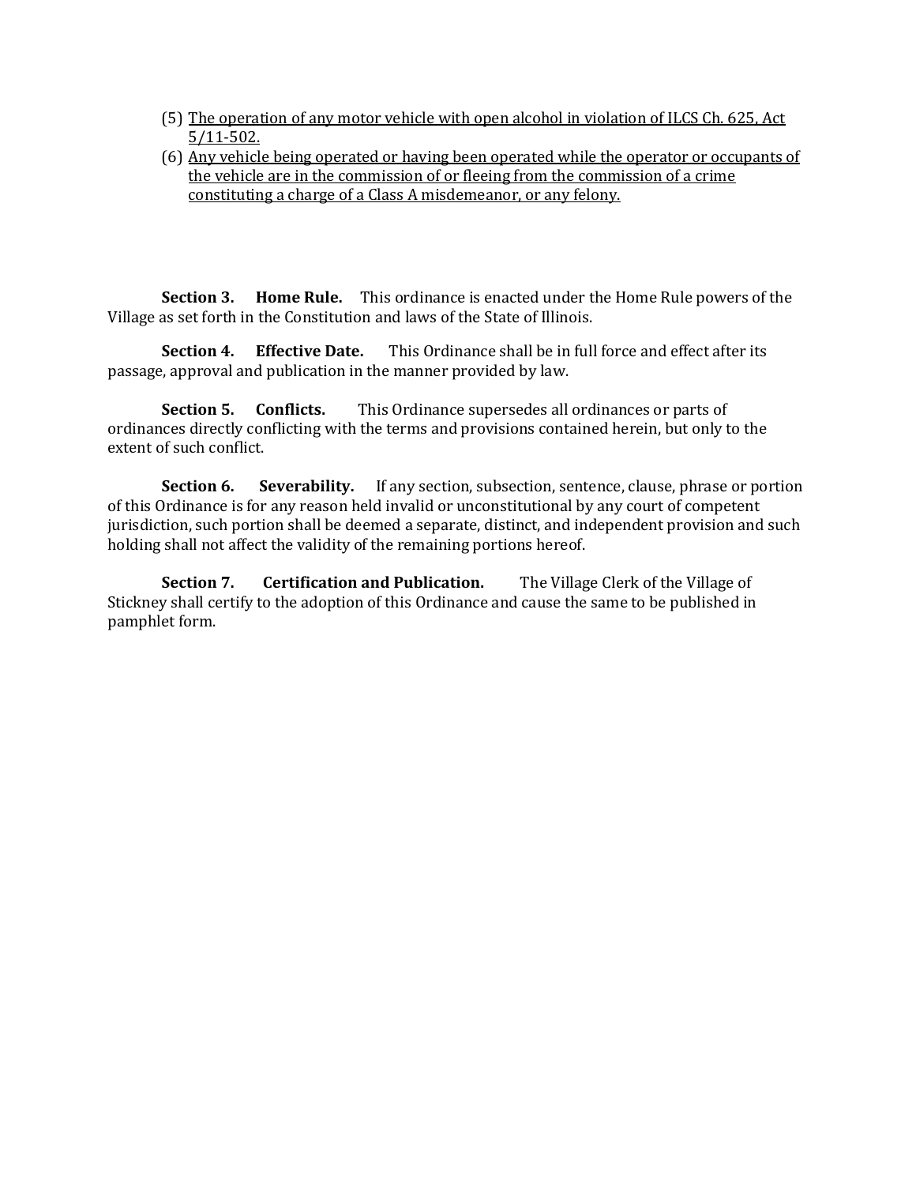(5) <u>The operation of any motor vehicle with open alcohol in violation of ILCS Ch. 625, Act 5/11-502.</u>

(6) <u>Any vehicle being operated or having been operated while the operator or occupants of the vehicle are in the commission of or fleeing from the commission of a crime constituting a charge of a Class A misdemeanor, or any felony.</u>

**Section 3. Home Rule.** This ordinance is enacted under the Home Rule powers of the Village as set forth in the Constitution and laws of the State of Illinois.

**Section 4. Effective Date.** This Ordinance shall be in full force and effect after its passage, approval and publication in the manner provided by law.

**Section 5. Conflicts.** This Ordinance supersedes all ordinances or parts of ordinances directly conflicting with the terms and provisions contained herein, but only to the extent of such conflict.

**Section 6. Severability.** If any section, subsection, sentence, clause, phrase or portion of this Ordinance is for any reason held invalid or unconstitutional by any court of competent jurisdiction, such portion shall be deemed a separate, distinct, and independent provision and such holding shall not affect the validity of the remaining portions hereof.

**Section 7. Certification and Publication.** The Village Clerk of the Village of Stickney shall certify to the adoption of this Ordinance and cause the same to be published in pamphlet form.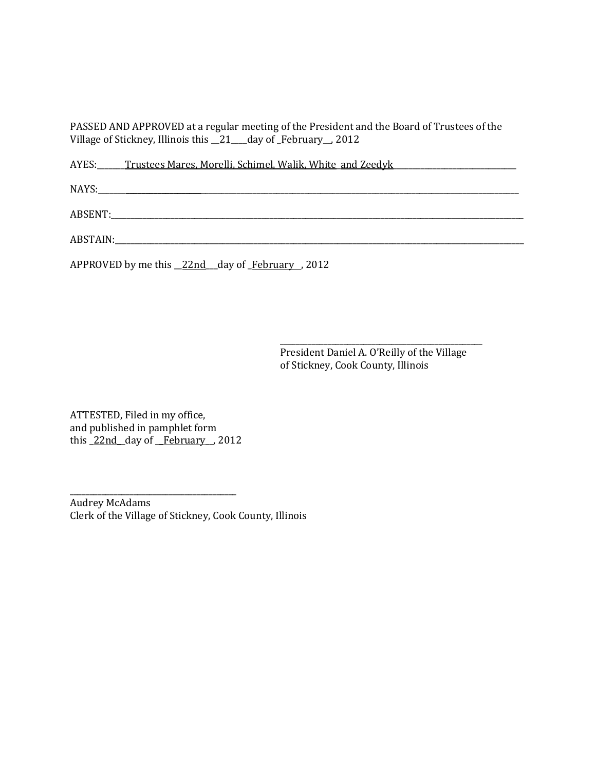PASSED AND APPROVED at a regular meeting of the President and the Board of Trustees of the Village of Stickney, Illinois this __21____day of _February__, 2012

AYES:_______Trustees Mares, Morelli, Schimel, Walik, White and Zeedyk_______________________________

NAYS:______________________________________________________________________________________

ABSENT:____________________________________________________________________________________

ABSTAIN:___________________________________________________________________________________

APPROVED by me this __22nd___day of _February__, 2012

_____________________________________________
President Daniel A. O'Reilly of the Village
of Stickney, Cook County, Illinois

ATTESTED, Filed in my office,
and published in pamphlet form
this _22nd__day of __February__, 2012

_____________________________________
Audrey McAdams
Clerk of the Village of Stickney, Cook County, Illinois